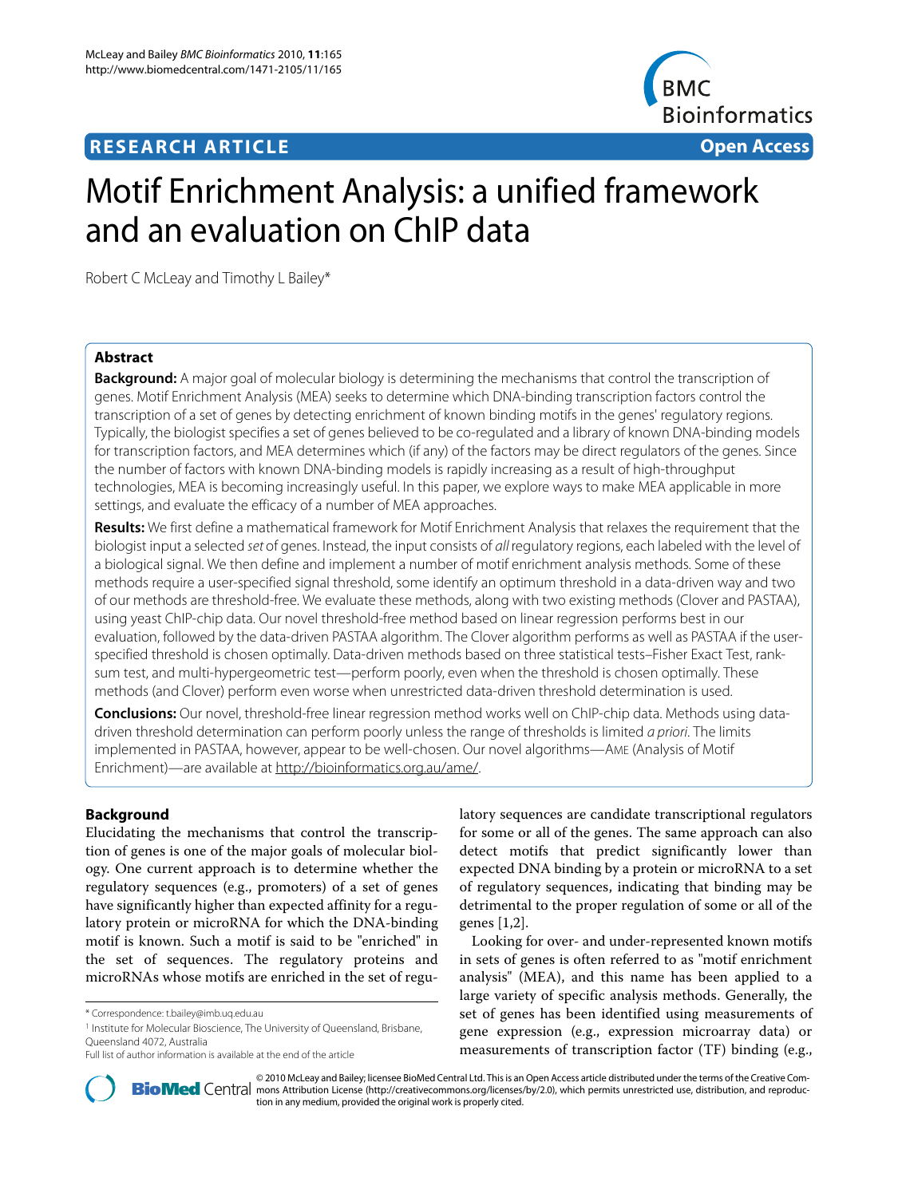**RESEARCH ARTICLE** **Open Access**

# Motif Enrichment Analysis: a unified framework and an evaluation on ChIP data

Robert C McLeay and Timothy L Bailey*

## Abstract

**Background:** A major goal of molecular biology is determining the mechanisms that control the transcription of genes. Motif Enrichment Analysis (MEA) seeks to determine which DNA-binding transcription factors control the transcription of a set of genes by detecting enrichment of known binding motifs in the genes' regulatory regions. Typically, the biologist specifies a set of genes believed to be co-regulated and a library of known DNA-binding models for transcription factors, and MEA determines which (if any) of the factors may be direct regulators of the genes. Since the number of factors with known DNA-binding models is rapidly increasing as a result of high-throughput technologies, MEA is becoming increasingly useful. In this paper, we explore ways to make MEA applicable in more settings, and evaluate the efficacy of a number of MEA approaches.

**Results:** We first define a mathematical framework for Motif Enrichment Analysis that relaxes the requirement that the biologist input a selected *set* of genes. Instead, the input consists of *all* regulatory regions, each labeled with the level of a biological signal. We then define and implement a number of motif enrichment analysis methods. Some of these methods require a user-specified signal threshold, some identify an optimum threshold in a data-driven way and two of our methods are threshold-free. We evaluate these methods, along with two existing methods (Clover and PASTAA), using yeast ChIP-chip data. Our novel threshold-free method based on linear regression performs best in our evaluation, followed by the data-driven PASTAA algorithm. The Clover algorithm performs as well as PASTAA if the user-specified threshold is chosen optimally. Data-driven methods based on three statistical tests–Fisher Exact Test, rank-sum test, and multi-hypergeometric test—perform poorly, even when the threshold is chosen optimally. These methods (and Clover) perform even worse when unrestricted data-driven threshold determination is used.

**Conclusions:** Our novel, threshold-free linear regression method works well on ChIP-chip data. Methods using data-driven threshold determination can perform poorly unless the range of thresholds is limited *a priori*. The limits implemented in PASTAA, however, appear to be well-chosen. Our novel algorithms—AME (Analysis of Motif Enrichment)—are available at http://bioinformatics.org.au/ame/.

## Background

Elucidating the mechanisms that control the transcription of genes is one of the major goals of molecular biology. One current approach is to determine whether the regulatory sequences (e.g., promoters) of a set of genes have significantly higher than expected affinity for a regulatory protein or microRNA for which the DNA-binding motif is known. Such a motif is said to be "enriched" in the set of sequences. The regulatory proteins and microRNAs whose motifs are enriched in the set of regulatory sequences are candidate transcriptional regulators for some or all of the genes. The same approach can also detect motifs that predict significantly lower than expected DNA binding by a protein or microRNA to a set of regulatory sequences, indicating that binding may be detrimental to the proper regulation of some or all of the genes [1,2].

Looking for over- and under-represented known motifs in sets of genes is often referred to as "motif enrichment analysis" (MEA), and this name has been applied to a large variety of specific analysis methods. Generally, the set of genes has been identified using measurements of gene expression (e.g., expression microarray data) or measurements of transcription factor (TF) binding (e.g.,

* Correspondence: t.bailey@imb.uq.edu.au
[1] Institute for Molecular Bioscience, The University of Queensland, Brisbane, Queensland 4072, Australia
Full list of author information is available at the end of the article

© 2010 McLeay and Bailey; licensee BioMed Central Ltd. This is an Open Access article distributed under the terms of the Creative Commons Attribution License (http://creativecommons.org/licenses/by/2.0), which permits unrestricted use, distribution, and reproduction in any medium, provided the original work is properly cited.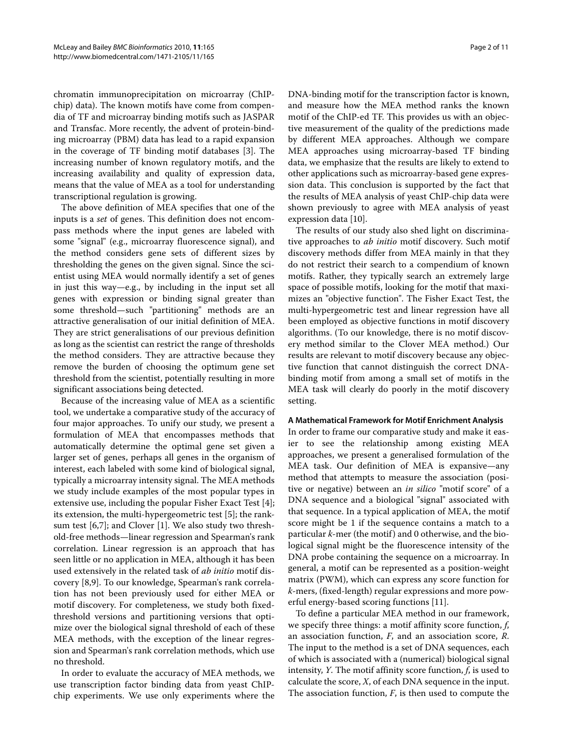chromatin immunoprecipitation on microarray (ChIP-chip) data). The known motifs have come from compendia of TF and microarray binding motifs such as JASPAR and Transfac. More recently, the advent of protein-binding microarray (PBM) data has lead to a rapid expansion in the coverage of TF binding motif databases [3]. The increasing number of known regulatory motifs, and the increasing availability and quality of expression data, means that the value of MEA as a tool for understanding transcriptional regulation is growing.

The above definition of MEA specifies that one of the inputs is a *set* of genes. This definition does not encompass methods where the input genes are labeled with some "signal" (e.g., microarray fluorescence signal), and the method considers gene sets of different sizes by thresholding the genes on the given signal. Since the scientist using MEA would normally identify a set of genes in just this way—e.g., by including in the input set all genes with expression or binding signal greater than some threshold—such "partitioning" methods are an attractive generalisation of our initial definition of MEA. They are strict generalisations of our previous definition as long as the scientist can restrict the range of thresholds the method considers. They are attractive because they remove the burden of choosing the optimum gene set threshold from the scientist, potentially resulting in more significant associations being detected.

Because of the increasing value of MEA as a scientific tool, we undertake a comparative study of the accuracy of four major approaches. To unify our study, we present a formulation of MEA that encompasses methods that automatically determine the optimal gene set given a larger set of genes, perhaps all genes in the organism of interest, each labeled with some kind of biological signal, typically a microarray intensity signal. The MEA methods we study include examples of the most popular types in extensive use, including the popular Fisher Exact Test [4]; its extension, the multi-hypergeometric test [5]; the rank-sum test [6,7]; and Clover [1]. We also study two threshold-free methods—linear regression and Spearman's rank correlation. Linear regression is an approach that has seen little or no application in MEA, although it has been used extensively in the related task of *ab initio* motif discovery [8,9]. To our knowledge, Spearman's rank correlation has not been previously used for either MEA or motif discovery. For completeness, we study both fixed-threshold versions and partitioning versions that optimize over the biological signal threshold of each of these MEA methods, with the exception of the linear regression and Spearman's rank correlation methods, which use no threshold.

In order to evaluate the accuracy of MEA methods, we use transcription factor binding data from yeast ChIP-chip experiments. We use only experiments where the DNA-binding motif for the transcription factor is known, and measure how the MEA method ranks the known motif of the ChIP-ed TF. This provides us with an objective measurement of the quality of the predictions made by different MEA approaches. Although we compare MEA approaches using microarray-based TF binding data, we emphasize that the results are likely to extend to other applications such as microarray-based gene expression data. This conclusion is supported by the fact that the results of MEA analysis of yeast ChIP-chip data were shown previously to agree with MEA analysis of yeast expression data [10].

The results of our study also shed light on discriminative approaches to *ab initio* motif discovery. Such motif discovery methods differ from MEA mainly in that they do not restrict their search to a compendium of known motifs. Rather, they typically search an extremely large space of possible motifs, looking for the motif that maximizes an "objective function". The Fisher Exact Test, the multi-hypergeometric test and linear regression have all been employed as objective functions in motif discovery algorithms. (To our knowledge, there is no motif discovery method similar to the Clover MEA method.) Our results are relevant to motif discovery because any objective function that cannot distinguish the correct DNA-binding motif from among a small set of motifs in the MEA task will clearly do poorly in the motif discovery setting.

#### A Mathematical Framework for Motif Enrichment Analysis

In order to frame our comparative study and make it easier to see the relationship among existing MEA approaches, we present a generalised formulation of the MEA task. Our definition of MEA is expansive—any method that attempts to measure the association (positive or negative) between an *in silico* "motif score" of a DNA sequence and a biological "signal" associated with that sequence. In a typical application of MEA, the motif score might be 1 if the sequence contains a match to a particular $k$-mer (the motif) and 0 otherwise, and the biological signal might be the fluorescence intensity of the DNA probe containing the sequence on a microarray. In general, a motif can be represented as a position-weight matrix (PWM), which can express any score function for $k$-mers, (fixed-length) regular expressions and more powerful energy-based scoring functions [11].

To define a particular MEA method in our framework, we specify three things: a motif affinity score function, $f$, an association function, $F$, and an association score, $R$. The input to the method is a set of DNA sequences, each of which is associated with a (numerical) biological signal intensity, $Y$. The motif affinity score function, $f$, is used to calculate the score, $X$, of each DNA sequence in the input. The association function, $F$, is then used to compute the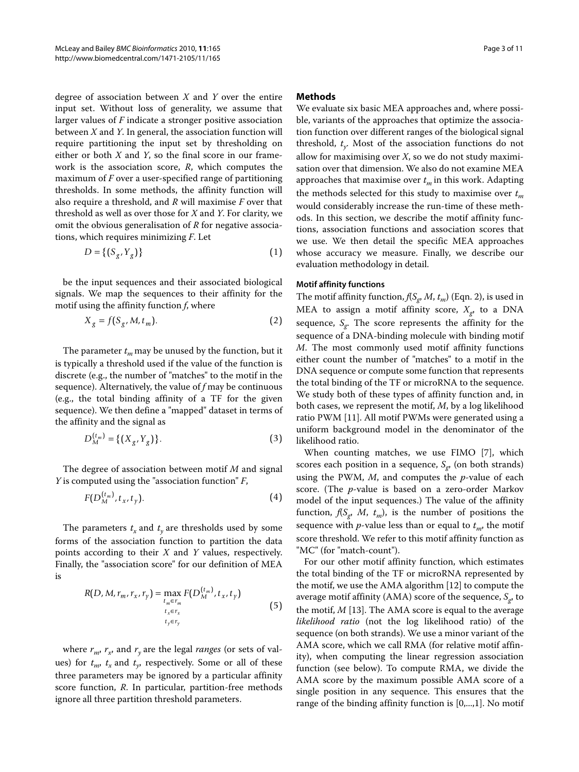degree of association between $X$ and $Y$ over the entire input set. Without loss of generality, we assume that larger values of $F$ indicate a stronger positive association between $X$ and $Y$. In general, the association function will require partitioning the input set by thresholding on either or both $X$ and $Y$, so the final score in our framework is the association score, $R$, which computes the maximum of $F$ over a user-specified range of partitioning thresholds. In some methods, the affinity function will also require a threshold, and $R$ will maximise $F$ over that threshold as well as over those for $X$ and $Y$. For clarity, we omit the obvious generalisation of $R$ for negative associations, which requires minimizing $F$. Let

$$D = \{(S_g, Y_g)\} \tag{1}$$

be the input sequences and their associated biological signals. We map the sequences to their affinity for the motif using the affinity function $f$, where

$$X_g = f(S_g, M, t_m). \tag{2}$$

The parameter $t_m$ may be unused by the function, but it is typically a threshold used if the value of the function is discrete (e.g., the number of "matches" to the motif in the sequence). Alternatively, the value of $f$ may be continuous (e.g., the total binding affinity of a TF for the given sequence). We then define a "mapped" dataset in terms of the affinity and the signal as

$$D_M^{(t_m)} = \{(X_g, Y_g)\}. \tag{3}$$

The degree of association between motif $M$ and signal $Y$ is computed using the "association function" $F$,

$$F(D_M^{(t_m)}, t_x, t_y). \tag{4}$$

The parameters $t_x$ and $t_y$ are thresholds used by some forms of the association function to partition the data points according to their $X$ and $Y$ values, respectively. Finally, the "association score" for our definition of MEA is

$$R(D, M, r_m, r_x, r_y) = \max_{\substack{t_m \in r_m \\ t_x \in r_x \\ t_y \in r_y}} F(D_M^{(t_m)}, t_x, t_y) \tag{5}$$

where $r_m$, $r_x$, and $r_y$ are the legal *ranges* (or sets of values) for $t_m$, $t_x$ and $t_y$, respectively. Some or all of these three parameters may be ignored by a particular affinity score function, $R$. In particular, partition-free methods ignore all three partition threshold parameters.

## Methods

We evaluate six basic MEA approaches and, where possible, variants of the approaches that optimize the association function over different ranges of the biological signal threshold, $t_y$. Most of the association functions do not allow for maximising over $X$, so we do not study maximisation over that dimension. We also do not examine MEA approaches that maximise over $t_m$ in this work. Adapting the methods selected for this study to maximise over $t_m$ would considerably increase the run-time of these methods. In this section, we describe the motif affinity functions, association functions and association scores that we use. We then detail the specific MEA approaches whose accuracy we measure. Finally, we describe our evaluation methodology in detail.

### Motif affinity functions

The motif affinity function, $f(S_g, M, t_m)$ (Eqn. 2), is used in MEA to assign a motif affinity score, $X_g$, to a DNA sequence, $S_g$. The score represents the affinity for the sequence of a DNA-binding molecule with binding motif $M$. The most commonly used motif affinity functions either count the number of "matches" to a motif in the DNA sequence or compute some function that represents the total binding of the TF or microRNA to the sequence. We study both of these types of affinity function and, in both cases, we represent the motif, $M$, by a log likelihood ratio PWM [11]. All motif PWMs were generated using a uniform background model in the denominator of the likelihood ratio.

When counting matches, we use FIMO [7], which scores each position in a sequence, $S_g$, (on both strands) using the PWM, $M$, and computes the $p$-value of each score. (The $p$-value is based on a zero-order Markov model of the input sequences.) The value of the affinity function, $f(S_g, M, t_m)$, is the number of positions the sequence with $p$-value less than or equal to $t_m$, the motif score threshold. We refer to this motif affinity function as "MC" (for "match-count").

For our other motif affinity function, which estimates the total binding of the TF or microRNA represented by the motif, we use the AMA algorithm [12] to compute the average motif affinity (AMA) score of the sequence, $S_g$, to the motif, $M$ [13]. The AMA score is equal to the average *likelihood ratio* (not the log likelihood ratio) of the sequence (on both strands). We use a minor variant of the AMA score, which we call RMA (for relative motif affinity), when computing the linear regression association function (see below). To compute RMA, we divide the AMA score by the maximum possible AMA score of a single position in any sequence. This ensures that the range of the binding affinity function is [0,...,1]. No motif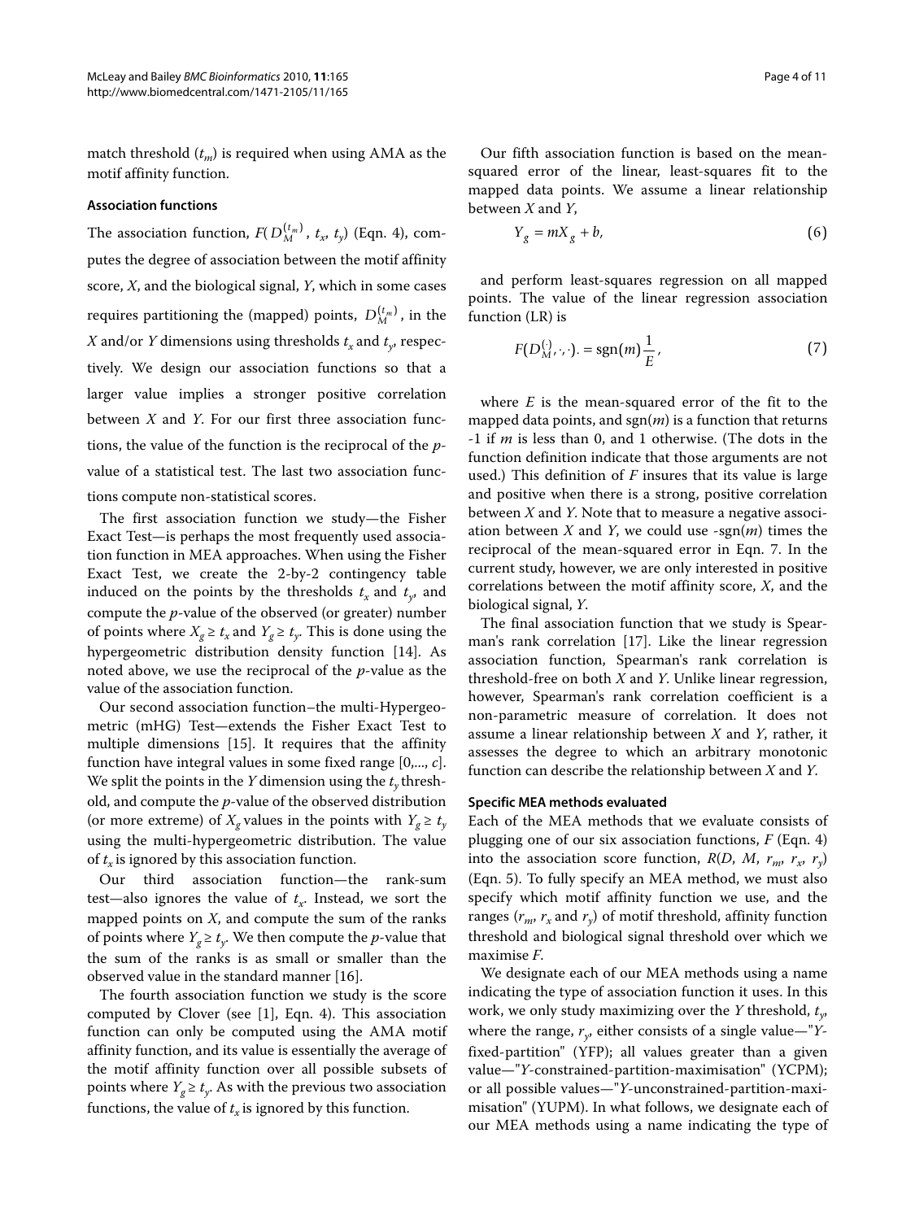match threshold ($t_m$) is required when using AMA as the motif affinity function.

### Association functions

The association function, $F(D_M^{(t_m)}, t_x, t_y)$ (Eqn. 4), computes the degree of association between the motif affinity score, $X$, and the biological signal, $Y$, which in some cases requires partitioning the (mapped) points, $D_M^{(t_m)}$, in the $X$ and/or $Y$ dimensions using thresholds $t_x$ and $t_y$, respectively. We design our association functions so that a larger value implies a stronger positive correlation between $X$ and $Y$. For our first three association functions, the value of the function is the reciprocal of the $p$-value of a statistical test. The last two association functions compute non-statistical scores.

The first association function we study—the Fisher Exact Test—is perhaps the most frequently used association function in MEA approaches. When using the Fisher Exact Test, we create the 2-by-2 contingency table induced on the points by the thresholds $t_x$ and $t_y$, and compute the $p$-value of the observed (or greater) number of points where $X_g \geq t_x$ and $Y_g \geq t_y$. This is done using the hypergeometric distribution density function [14]. As noted above, we use the reciprocal of the $p$-value as the value of the association function.

Our second association function–the multi-Hypergeometric (mHG) Test—extends the Fisher Exact Test to multiple dimensions [15]. It requires that the affinity function have integral values in some fixed range [0,..., $c$]. We split the points in the $Y$ dimension using the $t_y$ threshold, and compute the $p$-value of the observed distribution (or more extreme) of $X_g$ values in the points with $Y_g \geq t_y$ using the multi-hypergeometric distribution. The value of $t_x$ is ignored by this association function.

Our third association function—the rank-sum test—also ignores the value of $t_x$. Instead, we sort the mapped points on $X$, and compute the sum of the ranks of points where $Y_g \geq t_y$. We then compute the $p$-value that the sum of the ranks is as small or smaller than the observed value in the standard manner [16].

The fourth association function we study is the score computed by Clover (see [1], Eqn. 4). This association function can only be computed using the AMA motif affinity function, and its value is essentially the average of the motif affinity function over all possible subsets of points where $Y_g \geq t_y$. As with the previous two association functions, the value of $t_x$ is ignored by this function.

Our fifth association function is based on the mean-squared error of the linear, least-squares fit to the mapped data points. We assume a linear relationship between $X$ and $Y$,

$$Y_g = mX_g + b, \tag{6}$$

and perform least-squares regression on all mapped points. The value of the linear regression association function (LR) is

$$F(D_M^{(\cdot)}, \cdot, \cdot) = \mathrm{sgn}(m)\frac{1}{E}, \tag{7}$$

where $E$ is the mean-squared error of the fit to the mapped data points, and sgn($m$) is a function that returns -1 if $m$ is less than 0, and 1 otherwise. (The dots in the function definition indicate that those arguments are not used.) This definition of $F$ insures that its value is large and positive when there is a strong, positive correlation between $X$ and $Y$. Note that to measure a negative association between $X$ and $Y$, we could use -sgn($m$) times the reciprocal of the mean-squared error in Eqn. 7. In the current study, however, we are only interested in positive correlations between the motif affinity score, $X$, and the biological signal, $Y$.

The final association function that we study is Spearman's rank correlation [17]. Like the linear regression association function, Spearman's rank correlation is threshold-free on both $X$ and $Y$. Unlike linear regression, however, Spearman's rank correlation coefficient is a non-parametric measure of correlation. It does not assume a linear relationship between $X$ and $Y$, rather, it assesses the degree to which an arbitrary monotonic function can describe the relationship between $X$ and $Y$.

### Specific MEA methods evaluated

Each of the MEA methods that we evaluate consists of plugging one of our six association functions, $F$ (Eqn. 4) into the association score function, $R(D, M, r_m, r_x, r_y)$ (Eqn. 5). To fully specify an MEA method, we must also specify which motif affinity function we use, and the ranges ($r_m$, $r_x$ and $r_y$) of motif threshold, affinity function threshold and biological signal threshold over which we maximise $F$.

We designate each of our MEA methods using a name indicating the type of association function it uses. In this work, we only study maximizing over the $Y$ threshold, $t_y$, where the range, $r_y$, either consists of a single value—"$Y$-fixed-partition" (YFP); all values greater than a given value—"$Y$-constrained-partition-maximisation" (YCPM); or all possible values—"$Y$-unconstrained-partition-maximisation" (YUPM). In what follows, we designate each of our MEA methods using a name indicating the type of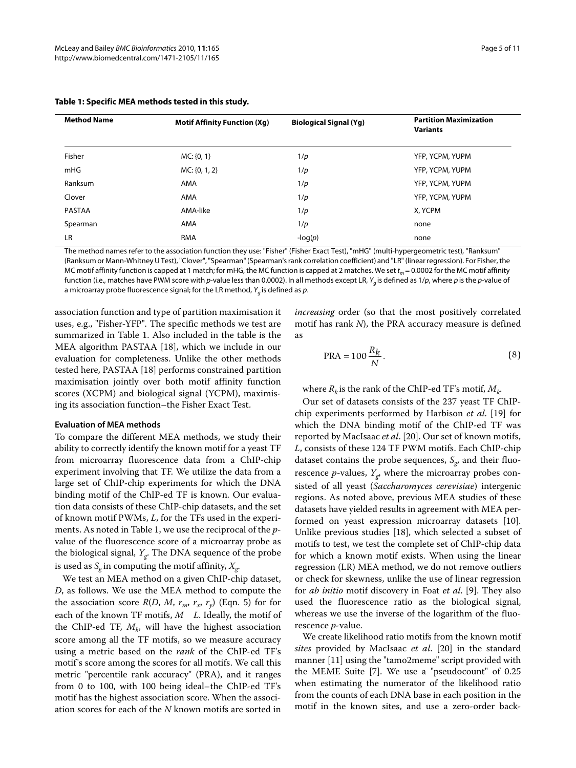**Table 1: Specific MEA methods tested in this study.**

| Method Name | Motif Affinity Function (Xg) | Biological Signal (Yg) | Partition Maximization Variants |
| --- | --- | --- | --- |
| Fisher | MC: {0, 1} | $1/p$ | YFP, YCPM, YUPM |
| mHG | MC: {0, 1, 2} | $1/p$ | YFP, YCPM, YUPM |
| Ranksum | AMA | $1/p$ | YFP, YCPM, YUPM |
| Clover | AMA | $1/p$ | YFP, YCPM, YUPM |
| PASTAA | AMA-like | $1/p$ | X, YCPM |
| Spearman | AMA | $1/p$ | none |
| LR | RMA | $-\log(p)$ | none |

The method names refer to the association function they use: "Fisher" (Fisher Exact Test), "mHG" (multi-hypergeometric test), "Ranksum" (Ranksum or Mann-Whitney U Test), "Clover", "Spearman" (Spearman's rank correlation coefficient) and "LR" (linear regression). For Fisher, the MC motif affinity function is capped at 1 match; for mHG, the MC function is capped at 2 matches. We set $t_m = 0.0002$ for the MC motif affinity function (i.e., matches have PWM score with $p$-value less than 0.0002). In all methods except LR, $Y_g$ is defined as $1/p$, where $p$ is the $p$-value of a microarray probe fluorescence signal; for the LR method, $Y_g$ is defined as $p$.

association function and type of partition maximisation it uses, e.g., "Fisher-YFP". The specific methods we test are summarized in Table 1. Also included in the table is the MEA algorithm PASTAA [18], which we include in our evaluation for completeness. Unlike the other methods tested here, PASTAA [18] performs constrained partition maximisation jointly over both motif affinity function scores (XCPM) and biological signal (YCPM), maximising its association function–the Fisher Exact Test.

#### Evaluation of MEA methods

To compare the different MEA methods, we study their ability to correctly identify the known motif for a yeast TF from microarray fluorescence data from a ChIP-chip experiment involving that TF. We utilize the data from a large set of ChIP-chip experiments for which the DNA binding motif of the ChIP-ed TF is known. Our evaluation data consists of these ChIP-chip datasets, and the set of known motif PWMs, $L$, for the TFs used in the experiments. As noted in Table 1, we use the reciprocal of the $p$-value of the fluorescence score of a microarray probe as the biological signal, $Y_g$. The DNA sequence of the probe is used as $S_g$ in computing the motif affinity, $X_g$.

We test an MEA method on a given ChIP-chip dataset, $D$, as follows. We use the MEA method to compute the the association score $R(D, M, r_m, r_x, r_y)$ (Eqn. 5) for for each of the known TF motifs, $M \in L$. Ideally, the motif of the ChIP-ed TF, $M_k$, will have the highest association score among all the TF motifs, so we measure accuracy using a metric based on the *rank* of the ChIP-ed TF's motif's score among the scores for all motifs. We call this metric "percentile rank accuracy" (PRA), and it ranges from 0 to 100, with 100 being ideal–the ChIP-ed TF's motif has the highest association score. When the association scores for each of the $N$ known motifs are sorted in *increasing* order (so that the most positively correlated motif has rank $N$), the PRA accuracy measure is defined as

$$\text{PRA} = 100\,\frac{R_k}{N}. \tag{8}$$

where $R_k$ is the rank of the ChIP-ed TF's motif, $M_k$.

Our set of datasets consists of the 237 yeast TF ChIP-chip experiments performed by Harbison *et al.* [19] for which the DNA binding motif of the ChIP-ed TF was reported by MacIsaac *et al*. [20]. Our set of known motifs, $L$, consists of these 124 TF PWM motifs. Each ChIP-chip dataset contains the probe sequences, $S_g$, and their fluorescence $p$-values, $Y_g$, where the microarray probes consisted of all yeast (*Saccharomyces cerevisiae*) intergenic regions. As noted above, previous MEA studies of these datasets have yielded results in agreement with MEA performed on yeast expression microarray datasets [10]. Unlike previous studies [18], which selected a subset of motifs to test, we test the complete set of ChIP-chip data for which a known motif exists. When using the linear regression (LR) MEA method, we do not remove outliers or check for skewness, unlike the use of linear regression for *ab initio* motif discovery in Foat *et al*. [9]. They also used the fluorescence ratio as the biological signal, whereas we use the inverse of the logarithm of the fluorescence $p$-value.

We create likelihood ratio motifs from the known motif *sites* provided by MacIsaac *et al*. [20] in the standard manner [11] using the "tamo2meme" script provided with the MEME Suite [7]. We use a "pseudocount" of 0.25 when estimating the numerator of the likelihood ratio from the counts of each DNA base in each position in the motif in the known sites, and use a zero-order back-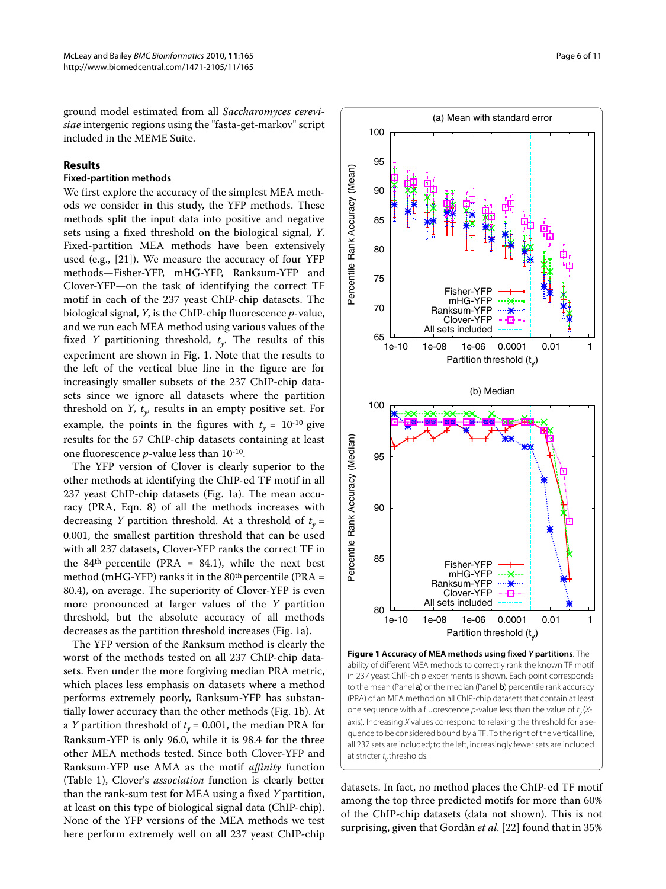ground model estimated from all *Saccharomyces cerevisiae* intergenic regions using the "fasta-get-markov" script included in the MEME Suite.

## Results

### Fixed-partition methods

We first explore the accuracy of the simplest MEA methods we consider in this study, the YFP methods. These methods split the input data into positive and negative sets using a fixed threshold on the biological signal, *Y*. Fixed-partition MEA methods have been extensively used (e.g., [21]). We measure the accuracy of four YFP methods—Fisher-YFP, mHG-YFP, Ranksum-YFP and Clover-YFP—on the task of identifying the correct TF motif in each of the 237 yeast ChIP-chip datasets. The biological signal, *Y*, is the ChIP-chip fluorescence *p*-value, and we run each MEA method using various values of the fixed *Y* partitioning threshold, $t_y$. The results of this experiment are shown in Fig. 1. Note that the results to the left of the vertical blue line in the figure are for increasingly smaller subsets of the 237 ChIP-chip datasets since we ignore all datasets where the partition threshold on *Y*, $t_y$, results in an empty positive set. For example, the points in the figures with $t_y = 10^{-10}$ give results for the 57 ChIP-chip datasets containing at least one fluorescence *p*-value less than $10^{-10}$.

The YFP version of Clover is clearly superior to the other methods at identifying the ChIP-ed TF motif in all 237 yeast ChIP-chip datasets (Fig. 1a). The mean accuracy (PRA, Eqn. 8) of all the methods increases with decreasing *Y* partition threshold. At a threshold of $t_y = 0.001$, the smallest partition threshold that can be used with all 237 datasets, Clover-YFP ranks the correct TF in the 84[th] percentile (PRA = 84.1), while the next best method (mHG-YFP) ranks it in the 80[th] percentile (PRA = 80.4), on average. The superiority of Clover-YFP is even more pronounced at larger values of the *Y* partition threshold, but the absolute accuracy of all methods decreases as the partition threshold increases (Fig. 1a).

The YFP version of the Ranksum method is clearly the worst of the methods tested on all 237 ChIP-chip datasets. Even under the more forgiving median PRA metric, which places less emphasis on datasets where a method performs extremely poorly, Ranksum-YFP has substantially lower accuracy than the other methods (Fig. 1b). At a *Y* partition threshold of $t_y = 0.001$, the median PRA for Ranksum-YFP is only 96.0, while it is 98.4 for the three other MEA methods tested. Since both Clover-YFP and Ranksum-YFP use AMA as the motif *affinity* function (Table 1), Clover's *association* function is clearly better than the rank-sum test for MEA using a fixed *Y* partition, at least on this type of biological signal data (ChIP-chip). None of the YFP versions of the MEA methods we test here perform extremely well on all 237 yeast ChIP-chip datasets. In fact, no method places the ChIP-ed TF motif among the top three predicted motifs for more than 60% of the ChIP-chip datasets (data not shown). This is not surprising, given that Gordân *et al.* [22] found that in 35%

**Figure 1 Accuracy of MEA methods using fixed *Y* partitions**. The ability of different MEA methods to correctly rank the known TF motif in 237 yeast ChIP-chip experiments is shown. Each point corresponds to the mean (Panel **a**) or the median (Panel **b**) percentile rank accuracy (PRA) of an MEA method on all ChIP-chip datasets that contain at least one sequence with a fluorescence *p*-value less than the value of $t_y$ (*X*-axis). Increasing *X* values correspond to relaxing the threshold for a sequence to be considered bound by a TF. To the right of the vertical line, all 237 sets are included; to the left, increasingly fewer sets are included at stricter $t_y$ thresholds.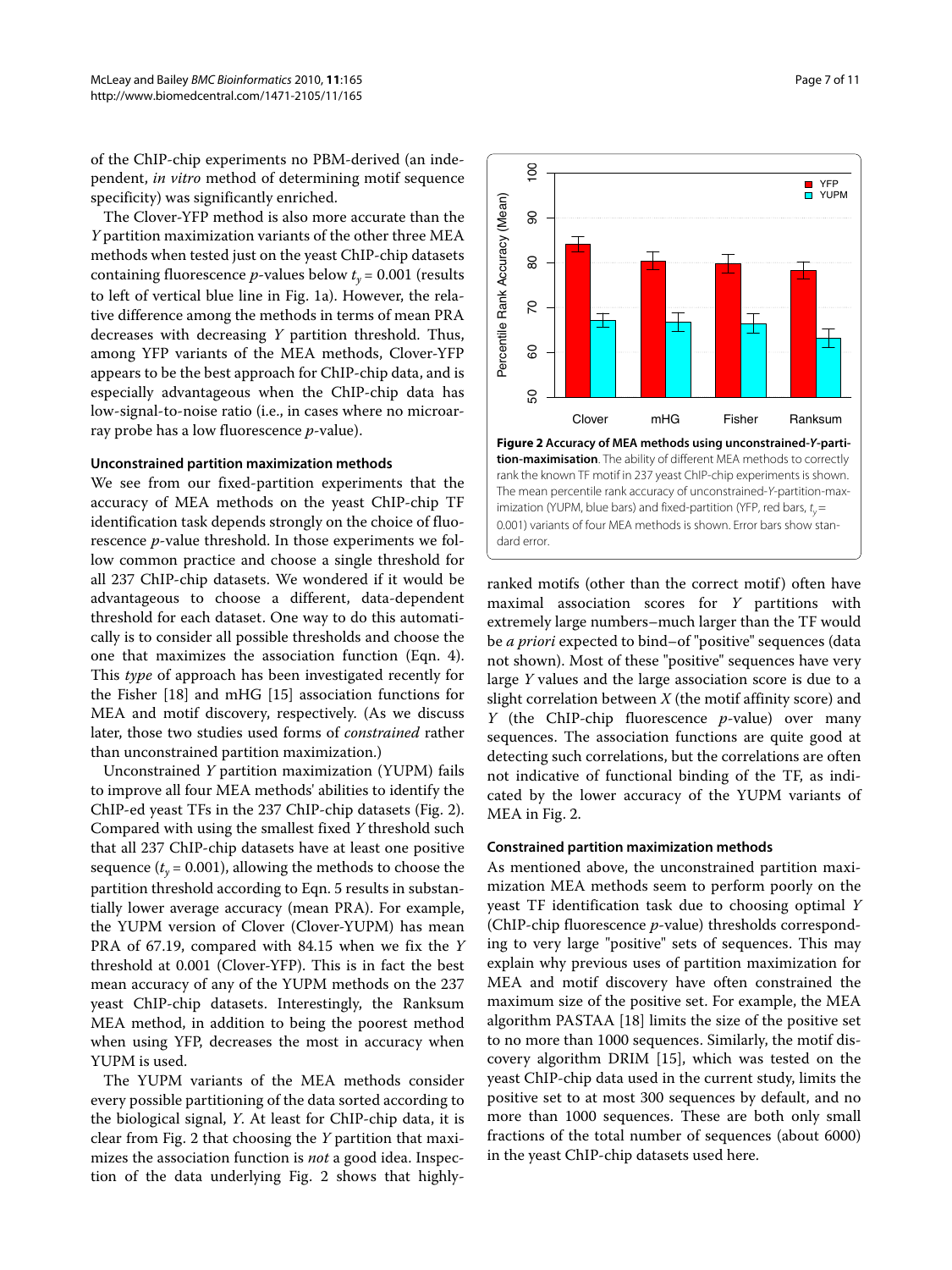of the ChIP-chip experiments no PBM-derived (an independent, *in vitro* method of determining motif sequence specificity) was significantly enriched.

The Clover-YFP method is also more accurate than the $Y$ partition maximization variants of the other three MEA methods when tested just on the yeast ChIP-chip datasets containing fluorescence $p$-values below $t_y = 0.001$ (results to left of vertical blue line in Fig. 1a). However, the relative difference among the methods in terms of mean PRA decreases with decreasing $Y$ partition threshold. Thus, among YFP variants of the MEA methods, Clover-YFP appears to be the best approach for ChIP-chip data, and is especially advantageous when the ChIP-chip data has low-signal-to-noise ratio (i.e., in cases where no microarray probe has a low fluorescence $p$-value).

#### Unconstrained partition maximization methods

We see from our fixed-partition experiments that the accuracy of MEA methods on the yeast ChIP-chip TF identification task depends strongly on the choice of fluorescence $p$-value threshold. In those experiments we follow common practice and choose a single threshold for all 237 ChIP-chip datasets. We wondered if it would be advantageous to choose a different, data-dependent threshold for each dataset. One way to do this automatically is to consider all possible thresholds and choose the one that maximizes the association function (Eqn. 4). This *type* of approach has been investigated recently for the Fisher [18] and mHG [15] association functions for MEA and motif discovery, respectively. (As we discuss later, those two studies used forms of *constrained* rather than unconstrained partition maximization.)

Unconstrained $Y$ partition maximization (YUPM) fails to improve all four MEA methods' abilities to identify the ChIP-ed yeast TFs in the 237 ChIP-chip datasets (Fig. 2). Compared with using the smallest fixed $Y$ threshold such that all 237 ChIP-chip datasets have at least one positive sequence ($t_y = 0.001$), allowing the methods to choose the partition threshold according to Eqn. 5 results in substantially lower average accuracy (mean PRA). For example, the YUPM version of Clover (Clover-YUPM) has mean PRA of 67.19, compared with 84.15 when we fix the $Y$ threshold at 0.001 (Clover-YFP). This is in fact the best mean accuracy of any of the YUPM methods on the 237 yeast ChIP-chip datasets. Interestingly, the Ranksum MEA method, in addition to being the poorest method when using YFP, decreases the most in accuracy when YUPM is used.

The YUPM variants of the MEA methods consider every possible partitioning of the data sorted according to the biological signal, $Y$. At least for ChIP-chip data, it is clear from Fig. 2 that choosing the $Y$ partition that maximizes the association function is *not* a good idea. Inspection of the data underlying Fig. 2 shows that highly-ranked motifs (other than the correct motif) often have maximal association scores for $Y$ partitions with extremely large numbers–much larger than the TF would be *a priori* expected to bind–of "positive" sequences (data not shown). Most of these "positive" sequences have very large $Y$ values and the large association score is due to a slight correlation between $X$ (the motif affinity score) and $Y$ (the ChIP-chip fluorescence $p$-value) over many sequences. The association functions are quite good at detecting such correlations, but the correlations are often not indicative of functional binding of the TF, as indicated by the lower accuracy of the YUPM variants of MEA in Fig. 2.

**Figure 2 Accuracy of MEA methods using unconstrained-*Y*-partition-maximisation**. The ability of different MEA methods to correctly rank the known TF motif in 237 yeast ChIP-chip experiments is shown. The mean percentile rank accuracy of unconstrained-*Y*-partition-maximization (YUPM, blue bars) and fixed-partition (YFP, red bars, $t_y = 0.001$) variants of four MEA methods is shown. Error bars show standard error.

#### Constrained partition maximization methods

As mentioned above, the unconstrained partition maximization MEA methods seem to perform poorly on the yeast TF identification task due to choosing optimal $Y$ (ChIP-chip fluorescence $p$-value) thresholds corresponding to very large "positive" sets of sequences. This may explain why previous uses of partition maximization for MEA and motif discovery have often constrained the maximum size of the positive set. For example, the MEA algorithm PASTAA [18] limits the size of the positive set to no more than 1000 sequences. Similarly, the motif discovery algorithm DRIM [15], which was tested on the yeast ChIP-chip data used in the current study, limits the positive set to at most 300 sequences by default, and no more than 1000 sequences. These are both only small fractions of the total number of sequences (about 6000) in the yeast ChIP-chip datasets used here.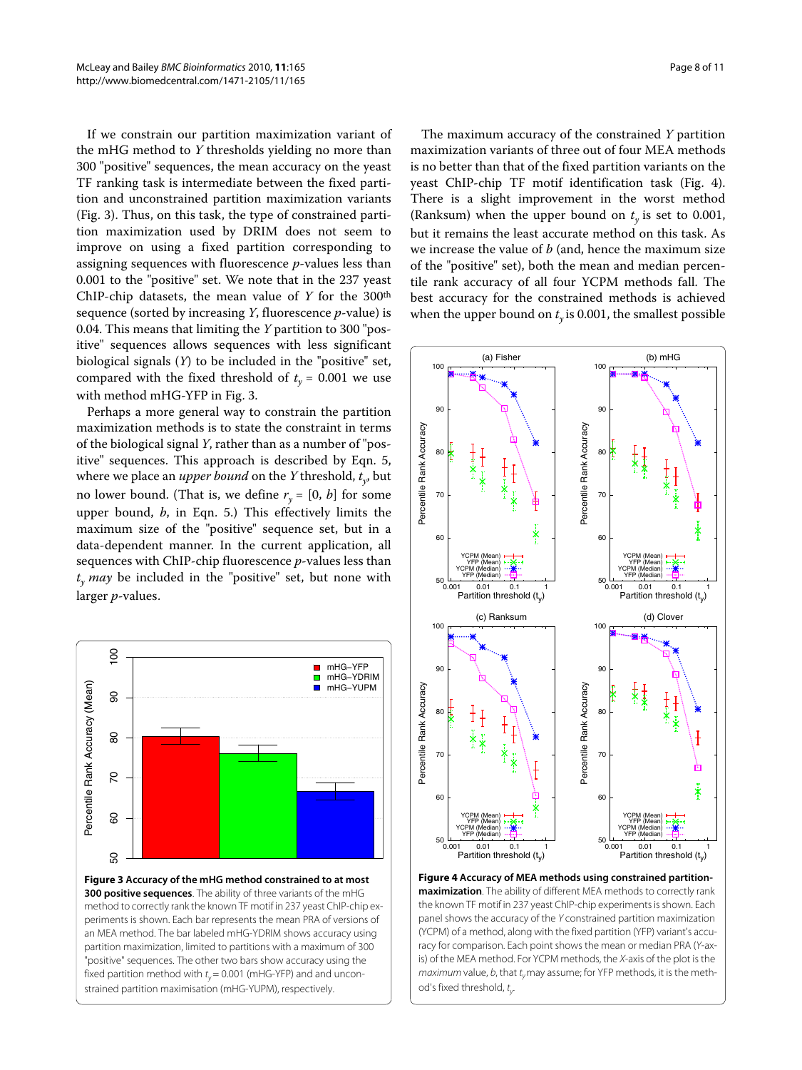If we constrain our partition maximization variant of the mHG method to $Y$ thresholds yielding no more than 300 "positive" sequences, the mean accuracy on the yeast TF ranking task is intermediate between the fixed partition and unconstrained partition maximization variants (Fig. 3). Thus, on this task, the type of constrained partition maximization used by DRIM does not seem to improve on using a fixed partition corresponding to assigning sequences with fluorescence $p$-values less than 0.001 to the "positive" set. We note that in the 237 yeast ChIP-chip datasets, the mean value of $Y$ for the 300th sequence (sorted by increasing $Y$, fluorescence $p$-value) is 0.04. This means that limiting the $Y$ partition to 300 "positive" sequences allows sequences with less significant biological signals ($Y$) to be included in the "positive" set, compared with the fixed threshold of $t_y = 0.001$ we use with method mHG-YFP in Fig. 3.

Perhaps a more general way to constrain the partition maximization methods is to state the constraint in terms of the biological signal $Y$, rather than as a number of "positive" sequences. This approach is described by Eqn. 5, where we place an *upper bound* on the $Y$ threshold, $t_y$, but no lower bound. (That is, we define $r_y = [0, b]$ for some upper bound, $b$, in Eqn. 5.) This effectively limits the maximum size of the "positive" sequence set, but in a data-dependent manner. In the current application, all sequences with ChIP-chip fluorescence $p$-values less than $t_y$ *may* be included in the "positive" set, but none with larger $p$-values.

**Figure 3 Accuracy of the mHG method constrained to at most 300 positive sequences**. The ability of three variants of the mHG method to correctly rank the known TF motif in 237 yeast ChIP-chip experiments is shown. Each bar represents the mean PRA of versions of an MEA method. The bar labeled mHG-YDRIM shows accuracy using partition maximization, limited to partitions with a maximum of 300 "positive" sequences. The other two bars show accuracy using the fixed partition method with $t_y = 0.001$ (mHG-YFP) and unconstrained partition maximisation (mHG-YUPM), respectively.

The maximum accuracy of the constrained $Y$ partition maximization variants of three out of four MEA methods is no better than that of the fixed partition variants on the yeast ChIP-chip TF motif identification task (Fig. 4). There is a slight improvement in the worst method (Ranksum) when the upper bound on $t_y$ is set to 0.001, but it remains the least accurate method on this task. As we increase the value of $b$ (and, hence the maximum size of the "positive" set), both the mean and median percentile rank accuracy of all four YCPM methods fall. The best accuracy for the constrained methods is achieved when the upper bound on $t_y$ is 0.001, the smallest possible

**Figure 4 Accuracy of MEA methods using constrained partition-maximization**. The ability of different MEA methods to correctly rank the known TF motif in 237 yeast ChIP-chip experiments is shown. Each panel shows the accuracy of the $Y$ constrained partition maximization (YCPM) of a method, along with the fixed partition (YFP) variant's accuracy for comparison. Each point shows the mean or median PRA ($Y$-axis) of the MEA method. For YCPM methods, the $X$-axis of the plot is the *maximum* value, $b$, that $t_y$ may assume; for YFP methods, it is the method's fixed threshold, $t_y$.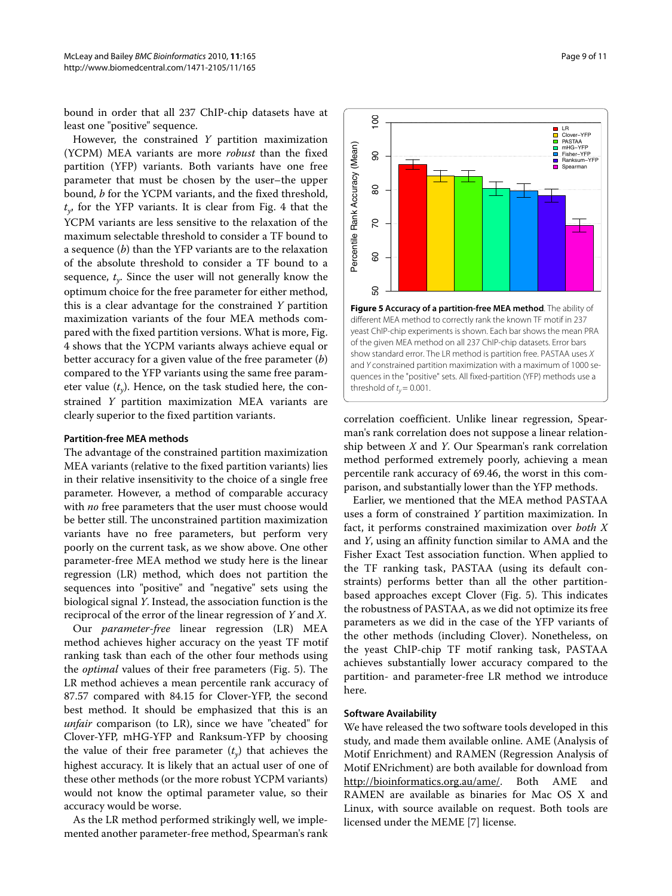bound in order that all 237 ChIP-chip datasets have at least one "positive" sequence.

However, the constrained $Y$ partition maximization (YCPM) MEA variants are more *robust* than the fixed partition (YFP) variants. Both variants have one free parameter that must be chosen by the user–the upper bound, $b$ for the YCPM variants, and the fixed threshold, $t_y$, for the YFP variants. It is clear from Fig. 4 that the YCPM variants are less sensitive to the relaxation of the maximum selectable threshold to consider a TF bound to a sequence ($b$) than the YFP variants are to the relaxation of the absolute threshold to consider a TF bound to a sequence, $t_y$. Since the user will not generally know the optimum choice for the free parameter for either method, this is a clear advantage for the constrained $Y$ partition maximization variants of the four MEA methods compared with the fixed partition versions. What is more, Fig. 4 shows that the YCPM variants always achieve equal or better accuracy for a given value of the free parameter ($b$) compared to the YFP variants using the same free parameter value ($t_y$). Hence, on the task studied here, the constrained $Y$ partition maximization MEA variants are clearly superior to the fixed partition variants.

#### Partition-free MEA methods

The advantage of the constrained partition maximization MEA variants (relative to the fixed partition variants) lies in their relative insensitivity to the choice of a single free parameter. However, a method of comparable accuracy with *no* free parameters that the user must choose would be better still. The unconstrained partition maximization variants have no free parameters, but perform very poorly on the current task, as we show above. One other parameter-free MEA method we study here is the linear regression (LR) method, which does not partition the sequences into "positive" and "negative" sets using the biological signal $Y$. Instead, the association function is the reciprocal of the error of the linear regression of $Y$ and $X$.

Our *parameter-free* linear regression (LR) MEA method achieves higher accuracy on the yeast TF motif ranking task than each of the other four methods using the *optimal* values of their free parameters (Fig. 5). The LR method achieves a mean percentile rank accuracy of 87.57 compared with 84.15 for Clover-YFP, the second best method. It should be emphasized that this is an *unfair* comparison (to LR), since we have "cheated" for Clover-YFP, mHG-YFP and Ranksum-YFP by choosing the value of their free parameter ($t_y$) that achieves the highest accuracy. It is likely that an actual user of one of these other methods (or the more robust YCPM variants) would not know the optimal parameter value, so their accuracy would be worse.

As the LR method performed strikingly well, we implemented another parameter-free method, Spearman's rank correlation coefficient. Unlike linear regression, Spearman's rank correlation does not suppose a linear relationship between $X$ and $Y$. Our Spearman's rank correlation method performed extremely poorly, achieving a mean percentile rank accuracy of 69.46, the worst in this comparison, and substantially lower than the YFP methods.

**Figure 5 Accuracy of a partition-free MEA method**. The ability of different MEA method to correctly rank the known TF motif in 237 yeast ChIP-chip experiments is shown. Each bar shows the mean PRA of the given MEA method on all 237 ChIP-chip datasets. Error bars show standard error. The LR method is partition free. PASTAA uses $X$ and $Y$ constrained partition maximization with a maximum of 1000 sequences in the "positive" sets. All fixed-partition (YFP) methods use a threshold of $t_y = 0.001$.

Earlier, we mentioned that the MEA method PASTAA uses a form of constrained $Y$ partition maximization. In fact, it performs constrained maximization over *both* $X$ and $Y$, using an affinity function similar to AMA and the Fisher Exact Test association function. When applied to the TF ranking task, PASTAA (using its default constraints) performs better than all the other partition-based approaches except Clover (Fig. 5). This indicates the robustness of PASTAA, as we did not optimize its free parameters as we did in the case of the YFP variants of the other methods (including Clover). Nonetheless, on the yeast ChIP-chip TF motif ranking task, PASTAA achieves substantially lower accuracy compared to the partition- and parameter-free LR method we introduce here.

#### Software Availability

We have released the two software tools developed in this study, and made them available online. AME (Analysis of Motif Enrichment) and RAMEN (Regression Analysis of Motif ENrichment) are both available for download from http://bioinformatics.org.au/ame/. Both AME and RAMEN are available as binaries for Mac OS X and Linux, with source available on request. Both tools are licensed under the MEME [7] license.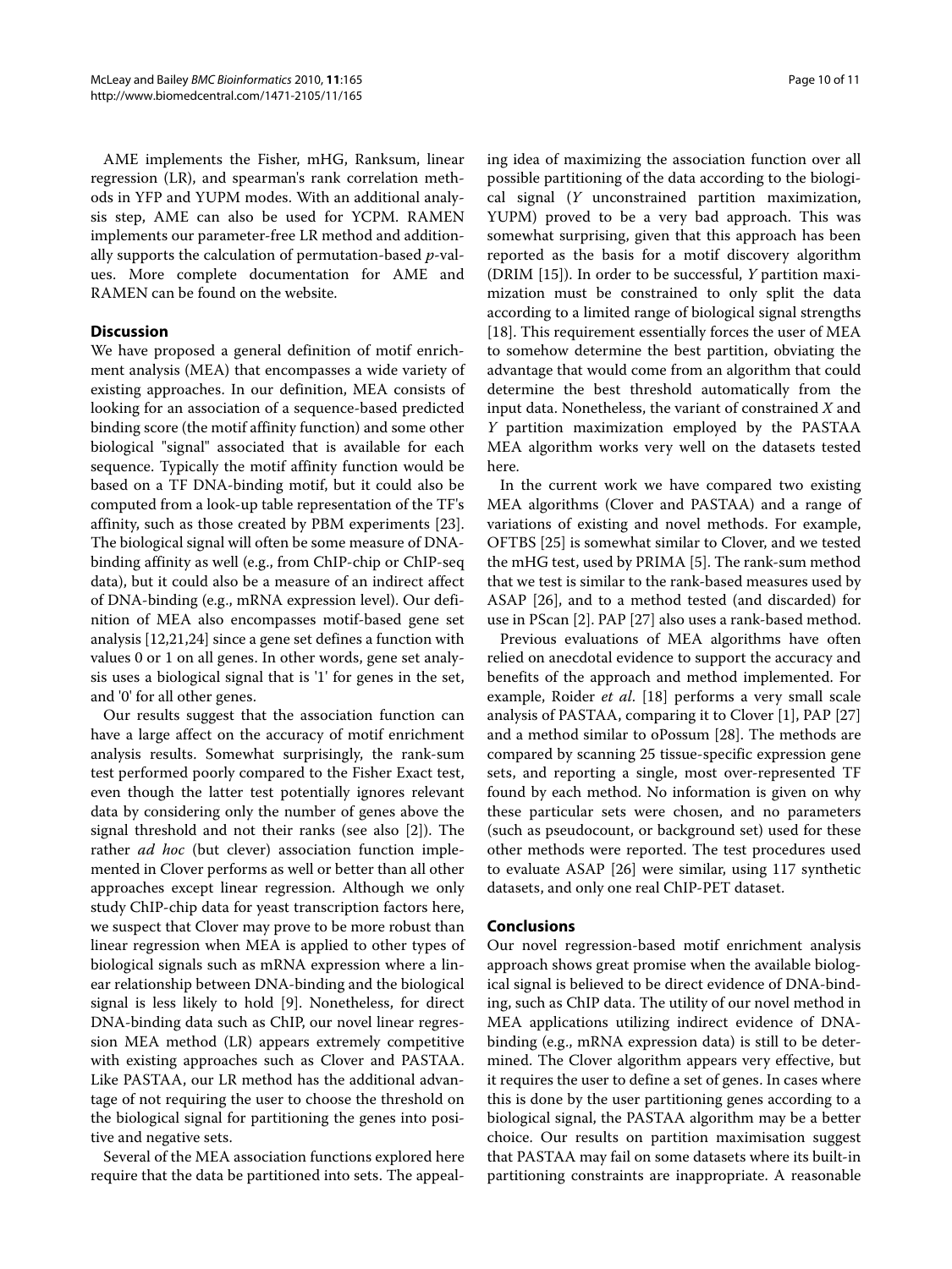AME implements the Fisher, mHG, Ranksum, linear regression (LR), and spearman's rank correlation methods in YFP and YUPM modes. With an additional analysis step, AME can also be used for YCPM. RAMEN implements our parameter-free LR method and additionally supports the calculation of permutation-based $p$-values. More complete documentation for AME and RAMEN can be found on the website.

## Discussion

We have proposed a general definition of motif enrichment analysis (MEA) that encompasses a wide variety of existing approaches. In our definition, MEA consists of looking for an association of a sequence-based predicted binding score (the motif affinity function) and some other biological "signal" associated that is available for each sequence. Typically the motif affinity function would be based on a TF DNA-binding motif, but it could also be computed from a look-up table representation of the TF's affinity, such as those created by PBM experiments [23]. The biological signal will often be some measure of DNA-binding affinity as well (e.g., from ChIP-chip or ChIP-seq data), but it could also be a measure of an indirect affect of DNA-binding (e.g., mRNA expression level). Our definition of MEA also encompasses motif-based gene set analysis [12,21,24] since a gene set defines a function with values 0 or 1 on all genes. In other words, gene set analysis uses a biological signal that is '1' for genes in the set, and '0' for all other genes.

Our results suggest that the association function can have a large affect on the accuracy of motif enrichment analysis results. Somewhat surprisingly, the rank-sum test performed poorly compared to the Fisher Exact test, even though the latter test potentially ignores relevant data by considering only the number of genes above the signal threshold and not their ranks (see also [2]). The rather *ad hoc* (but clever) association function implemented in Clover performs as well or better than all other approaches except linear regression. Although we only study ChIP-chip data for yeast transcription factors here, we suspect that Clover may prove to be more robust than linear regression when MEA is applied to other types of biological signals such as mRNA expression where a linear relationship between DNA-binding and the biological signal is less likely to hold [9]. Nonetheless, for direct DNA-binding data such as ChIP, our novel linear regression MEA method (LR) appears extremely competitive with existing approaches such as Clover and PASTAA. Like PASTAA, our LR method has the additional advantage of not requiring the user to choose the threshold on the biological signal for partitioning the genes into positive and negative sets.

Several of the MEA association functions explored here require that the data be partitioned into sets. The appealing idea of maximizing the association function over all possible partitioning of the data according to the biological signal ($Y$ unconstrained partition maximization, YUPM) proved to be a very bad approach. This was somewhat surprising, given that this approach has been reported as the basis for a motif discovery algorithm (DRIM [15]). In order to be successful, $Y$ partition maximization must be constrained to only split the data according to a limited range of biological signal strengths [18]. This requirement essentially forces the user of MEA to somehow determine the best partition, obviating the advantage that would come from an algorithm that could determine the best threshold automatically from the input data. Nonetheless, the variant of constrained $X$ and $Y$ partition maximization employed by the PASTAA MEA algorithm works very well on the datasets tested here.

In the current work we have compared two existing MEA algorithms (Clover and PASTAA) and a range of variations of existing and novel methods. For example, OFTBS [25] is somewhat similar to Clover, and we tested the mHG test, used by PRIMA [5]. The rank-sum method that we test is similar to the rank-based measures used by ASAP [26], and to a method tested (and discarded) for use in PScan [2]. PAP [27] also uses a rank-based method.

Previous evaluations of MEA algorithms have often relied on anecdotal evidence to support the accuracy and benefits of the approach and method implemented. For example, Roider *et al.* [18] performs a very small scale analysis of PASTAA, comparing it to Clover [1], PAP [27] and a method similar to oPossum [28]. The methods are compared by scanning 25 tissue-specific expression gene sets, and reporting a single, most over-represented TF found by each method. No information is given on why these particular sets were chosen, and no parameters (such as pseudocount, or background set) used for these other methods were reported. The test procedures used to evaluate ASAP [26] were similar, using 117 synthetic datasets, and only one real ChIP-PET dataset.

## Conclusions

Our novel regression-based motif enrichment analysis approach shows great promise when the available biological signal is believed to be direct evidence of DNA-binding, such as ChIP data. The utility of our novel method in MEA applications utilizing indirect evidence of DNA-binding (e.g., mRNA expression data) is still to be determined. The Clover algorithm appears very effective, but it requires the user to define a set of genes. In cases where this is done by the user partitioning genes according to a biological signal, the PASTAA algorithm may be a better choice. Our results on partition maximisation suggest that PASTAA may fail on some datasets where its built-in partitioning constraints are inappropriate. A reasonable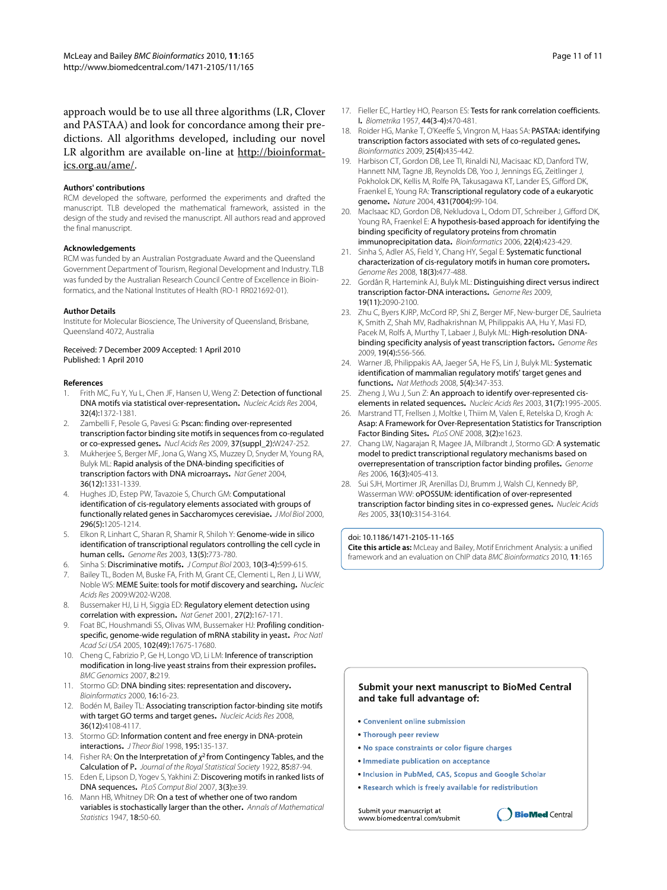approach would be to use all three algorithms (LR, Clover and PASTAA) and look for concordance among their predictions. All algorithms developed, including our novel LR algorithm are available on-line at http://bioinformatics.org.au/ame/.

#### Authors' contributions

RCM developed the software, performed the experiments and drafted the manuscript. TLB developed the mathematical framework, assisted in the design of the study and revised the manuscript. All authors read and approved the final manuscript.

#### Acknowledgements

RCM was funded by an Australian Postgraduate Award and the Queensland Government Department of Tourism, Regional Development and Industry. TLB was funded by the Australian Research Council Centre of Excellence in Bioinformatics, and the National Institutes of Health (RO-1 RR021692-01).

#### Author Details

Institute for Molecular Bioscience, The University of Queensland, Brisbane, Queensland 4072, Australia

Received: 7 December 2009 Accepted: 1 April 2010
Published: 1 April 2010

#### References

1. Frith MC, Fu Y, Yu L, Chen JF, Hansen U, Weng Z: **Detection of functional DNA motifs via statistical over-representation.** *Nucleic Acids Res* 2004, **32(4):**1372-1381.
2. Zambelli F, Pesole G, Pavesi G: **Pscan: finding over-represented transcription factor binding site motifs in sequences from co-regulated or co-expressed genes.** *Nucl Acids Res* 2009, **37(suppl_2):**W247-252.
3. Mukherjee S, Berger MF, Jona G, Wang XS, Muzzey D, Snyder M, Young RA, Bulyk ML: **Rapid analysis of the DNA-binding specificities of transcription factors with DNA microarrays.** *Nat Genet* 2004, **36(12):**1331-1339.
4. Hughes JD, Estep PW, Tavazoie S, Church GM: **Computational identification of cis-regulatory elements associated with groups of functionally related genes in Saccharomyces cerevisiae.** *J Mol Biol* 2000, **296(5):**1205-1214.
5. Elkon R, Linhart C, Sharan R, Shamir R, Shiloh Y: **Genome-wide in silico identification of transcriptional regulators controlling the cell cycle in human cells.** *Genome Res* 2003, **13(5):**773-780.
6. Sinha S: **Discriminative motifs.** *J Comput Biol* 2003, **10(3-4):**599-615.
7. Bailey TL, Boden M, Buske FA, Frith M, Grant CE, Clementi L, Ren J, Li WW, Noble WS: **MEME Suite: tools for motif discovery and searching.** *Nucleic Acids Res* 2009:W202-W208.
8. Bussemaker HJ, Li H, Siggia ED: **Regulatory element detection using correlation with expression.** *Nat Genet* 2001, **27(2):**167-171.
9. Foat BC, Houshmandi SS, Olivas WM, Bussemaker HJ: **Profiling condition-specific, genome-wide regulation of mRNA stability in yeast.** *Proc Natl Acad Sci USA* 2005, **102(49):**17675-17680.
10. Cheng C, Fabrizio P, Ge H, Longo VD, Li LM: **Inference of transcription modification in long-live yeast strains from their expression profiles.** *BMC Genomics* 2007, **8:**219.
11. Stormo GD: **DNA binding sites: representation and discovery.** *Bioinformatics* 2000, **16:**16-23.
12. Bodén M, Bailey TL: **Associating transcription factor-binding site motifs with target GO terms and target genes.** *Nucleic Acids Res* 2008, **36(12):**4108-4117.
13. Stormo GD: **Information content and free energy in DNA-protein interactions.** *J Theor Biol* 1998, **195:**135-137.
14. Fisher RA: **On the Interpretation of $\chi^2$ from Contingency Tables, and the Calculation of P.** *Journal of the Royal Statistical Society* 1922, **85:**87-94.
15. Eden E, Lipson D, Yogev S, Yakhini Z: **Discovering motifs in ranked lists of DNA sequences.** *PLoS Comput Biol* 2007, **3(3):**e39.
16. Mann HB, Whitney DR: **On a test of whether one of two random variables is stochastically larger than the other.** *Annals of Mathematical Statistics* 1947, **18:**50-60.
17. Fieller EC, Hartley HO, Pearson ES: **Tests for rank correlation coefficients. I.** *Biometrika* 1957, **44(3-4):**470-481.
18. Roider HG, Manke T, O'Keeffe S, Vingron M, Haas SA: **PASTAA: identifying transcription factors associated with sets of co-regulated genes.** *Bioinformatics* 2009, **25(4):**435-442.
19. Harbison CT, Gordon DB, Lee TI, Rinaldi NJ, Macisaac KD, Danford TW, Hannett NM, Tagne JB, Reynolds DB, Yoo J, Jennings EG, Zeitlinger J, Pokholok DK, Kellis M, Rolfe PA, Takusagawa KT, Lander ES, Gifford DK, Fraenkel E, Young RA: **Transcriptional regulatory code of a eukaryotic genome.** *Nature* 2004, **431(7004):**99-104.
20. MacIsaac KD, Gordon DB, Nekludova L, Odom DT, Schreiber J, Gifford DK, Young RA, Fraenkel E: **A hypothesis-based approach for identifying the binding specificity of regulatory proteins from chromatin immunoprecipitation data.** *Bioinformatics* 2006, **22(4):**423-429.
21. Sinha S, Adler AS, Field Y, Chang HY, Segal E: **Systematic functional characterization of cis-regulatory motifs in human core promoters.** *Genome Res* 2008, **18(3):**477-488.
22. Gordân R, Hartemink AJ, Bulyk ML: **Distinguishing direct versus indirect transcription factor-DNA interactions.** *Genome Res* 2009, **19(11):**2090-2100.
23. Zhu C, Byers KJRP, McCord RP, Shi Z, Berger MF, New-burger DE, Saulrieta K, Smith Z, Shah MV, Radhakrishnan M, Philippakis AA, Hu Y, Masi FD, Pacek M, Rolfs A, Murthy T, Labaer J, Bulyk ML: **High-resolution DNA-binding specificity analysis of yeast transcription factors.** *Genome Res* 2009, **19(4):**556-566.
24. Warner JB, Philippakis AA, Jaeger SA, He FS, Lin J, Bulyk ML: **Systematic identification of mammalian regulatory motifs' target genes and functions.** *Nat Methods* 2008, **5(4):**347-353.
25. Zheng J, Wu J, Sun Z: **An approach to identify over-represented cis-elements in related sequences.** *Nucleic Acids Res* 2003, **31(7):**1995-2005.
26. Marstrand TT, Frellsen J, Moltke I, Thiim M, Valen E, Retelska D, Krogh A: **Asap: A Framework for Over-Representation Statistics for Transcription Factor Binding Sites.** *PLoS ONE* 2008, **3(2):**e1623.
27. Chang LW, Nagarajan R, Magee JA, Milbrandt J, Stormo GD: **A systematic model to predict transcriptional regulatory mechanisms based on overrepresentation of transcription factor binding profiles.** *Genome Res* 2006, **16(3):**405-413.
28. Sui SJH, Mortimer JR, Arenillas DJ, Brumm J, Walsh CJ, Kennedy BP, Wasserman WW: **oPOSSUM: identification of over-represented transcription factor binding sites in co-expressed genes.** *Nucleic Acids Res* 2005, **33(10):**3154-3164.

doi: 10.1186/1471-2105-11-165
**Cite this article as:** McLeay and Bailey, Motif Enrichment Analysis: a unified framework and an evaluation on ChIP data *BMC Bioinformatics* 2010, **11**:165